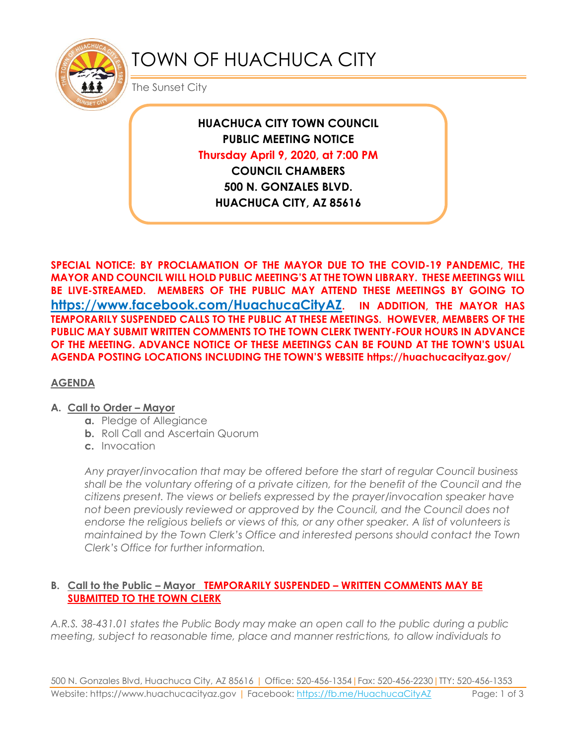# TOWN OF HUACHUCA CITY

The Sunset City

**HUACHUCA CITY TOWN COUNCIL**
**PUBLIC MEETING NOTICE**
**Thursday April 9, 2020, at 7:00 PM**
**COUNCIL CHAMBERS**
**500 N. GONZALES BLVD.**
**HUACHUCA CITY, AZ 85616**

**SPECIAL NOTICE: BY PROCLAMATION OF THE MAYOR DUE TO THE COVID-19 PANDEMIC, THE MAYOR AND COUNCIL WILL HOLD PUBLIC MEETING'S AT THE TOWN LIBRARY. THESE MEETINGS WILL BE LIVE-STREAMED. MEMBERS OF THE PUBLIC MAY ATTEND THESE MEETINGS BY GOING TO [https://www.facebook.com/HuachucaCityAZ](https://www.facebook.com/HuachucaCityAZ). IN ADDITION, THE MAYOR HAS TEMPORARILY SUSPENDED CALLS TO THE PUBLIC AT THESE MEETINGS. HOWEVER, MEMBERS OF THE PUBLIC MAY SUBMIT WRITTEN COMMENTS TO THE TOWN CLERK TWENTY-FOUR HOURS IN ADVANCE OF THE MEETING. ADVANCE NOTICE OF THESE MEETINGS CAN BE FOUND AT THE TOWN'S USUAL AGENDA POSTING LOCATIONS INCLUDING THE TOWN'S WEBSITE https://huachucacityaz.gov/**

## AGENDA

**A. Call to Order – Mayor**

- **a.** Pledge of Allegiance
- **b.** Roll Call and Ascertain Quorum
- **c.** Invocation

*Any prayer/invocation that may be offered before the start of regular Council business shall be the voluntary offering of a private citizen, for the benefit of the Council and the citizens present. The views or beliefs expressed by the prayer/invocation speaker have not been previously reviewed or approved by the Council, and the Council does not endorse the religious beliefs or views of this, or any other speaker. A list of volunteers is maintained by the Town Clerk's Office and interested persons should contact the Town Clerk's Office for further information.*

**B. Call to the Public – Mayor TEMPORARILY SUSPENDED – WRITTEN COMMENTS MAY BE SUBMITTED TO THE TOWN CLERK**

*A.R.S. 38-431.01 states the Public Body may make an open call to the public during a public meeting, subject to reasonable time, place and manner restrictions, to allow individuals to*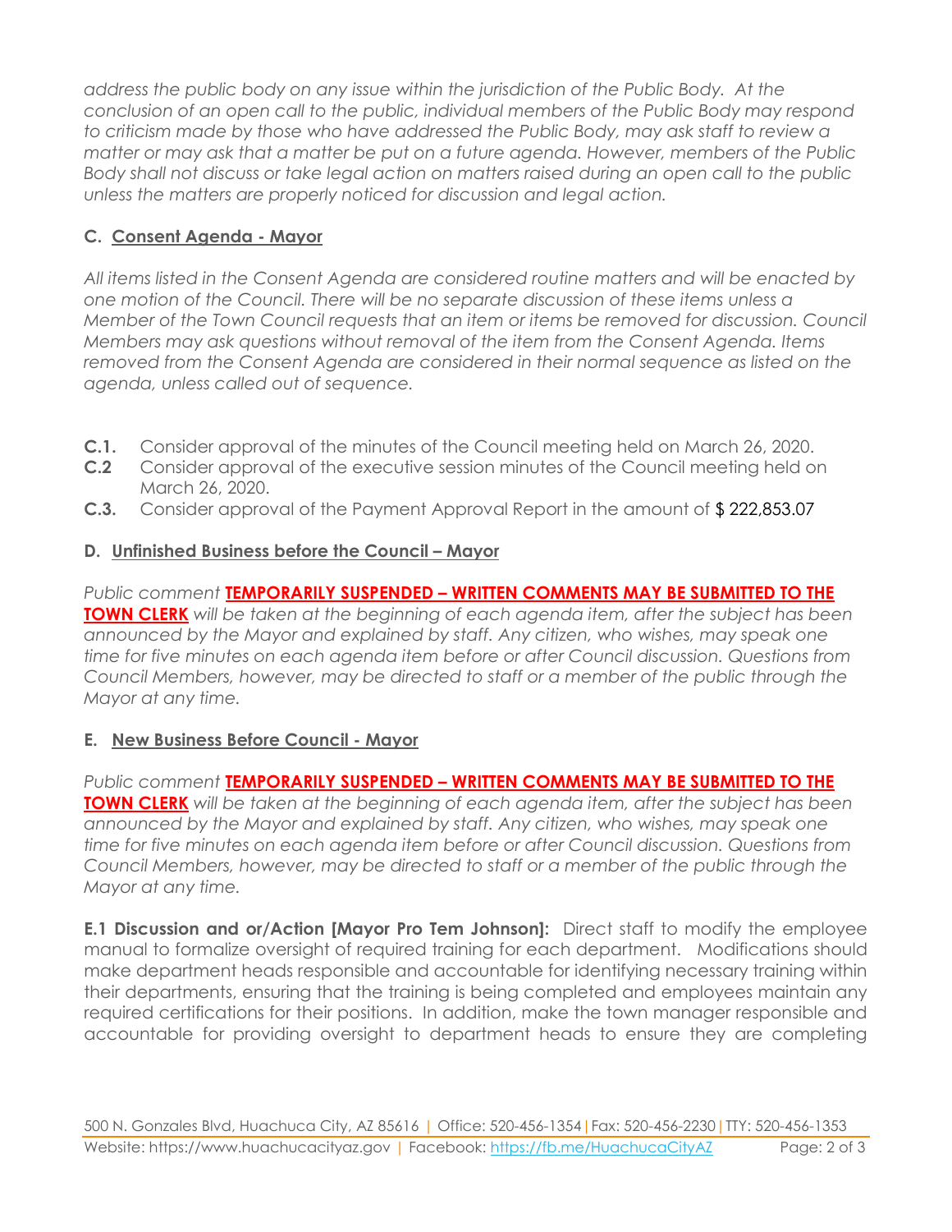*address the public body on any issue within the jurisdiction of the Public Body. At the conclusion of an open call to the public, individual members of the Public Body may respond to criticism made by those who have addressed the Public Body, may ask staff to review a matter or may ask that a matter be put on a future agenda. However, members of the Public Body shall not discuss or take legal action on matters raised during an open call to the public unless the matters are properly noticed for discussion and legal action.*

### C. Consent Agenda - Mayor

*All items listed in the Consent Agenda are considered routine matters and will be enacted by one motion of the Council. There will be no separate discussion of these items unless a Member of the Town Council requests that an item or items be removed for discussion. Council Members may ask questions without removal of the item from the Consent Agenda. Items removed from the Consent Agenda are considered in their normal sequence as listed on the agenda, unless called out of sequence.*

**C.1.** Consider approval of the minutes of the Council meeting held on March 26, 2020.
**C.2** Consider approval of the executive session minutes of the Council meeting held on March 26, 2020.
**C.3.** Consider approval of the Payment Approval Report in the amount of $ 222,853.07

### D. Unfinished Business before the Council – Mayor

*Public comment* **TEMPORARILY SUSPENDED – WRITTEN COMMENTS MAY BE SUBMITTED TO THE TOWN CLERK** *will be taken at the beginning of each agenda item, after the subject has been announced by the Mayor and explained by staff. Any citizen, who wishes, may speak one time for five minutes on each agenda item before or after Council discussion. Questions from Council Members, however, may be directed to staff or a member of the public through the Mayor at any time.*

### E. New Business Before Council - Mayor

*Public comment* **TEMPORARILY SUSPENDED – WRITTEN COMMENTS MAY BE SUBMITTED TO THE TOWN CLERK** *will be taken at the beginning of each agenda item, after the subject has been announced by the Mayor and explained by staff. Any citizen, who wishes, may speak one time for five minutes on each agenda item before or after Council discussion. Questions from Council Members, however, may be directed to staff or a member of the public through the Mayor at any time.*

**E.1 Discussion and or/Action [Mayor Pro Tem Johnson]:** Direct staff to modify the employee manual to formalize oversight of required training for each department. Modifications should make department heads responsible and accountable for identifying necessary training within their departments, ensuring that the training is being completed and employees maintain any required certifications for their positions. In addition, make the town manager responsible and accountable for providing oversight to department heads to ensure they are completing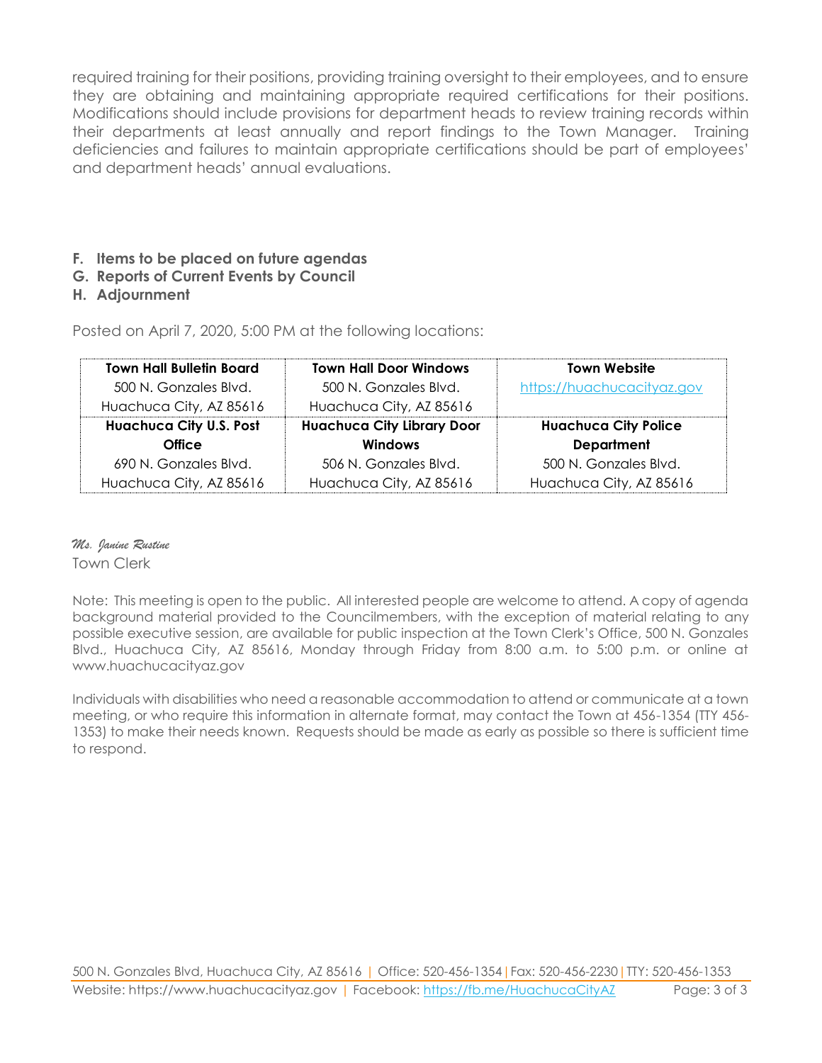required training for their positions, providing training oversight to their employees, and to ensure they are obtaining and maintaining appropriate required certifications for their positions. Modifications should include provisions for department heads to review training records within their departments at least annually and report findings to the Town Manager. Training deficiencies and failures to maintain appropriate certifications should be part of employees' and department heads' annual evaluations.

**F. Items to be placed on future agendas**

**G. Reports of Current Events by Council**

**H. Adjournment**

Posted on April 7, 2020, 5:00 PM at the following locations:

| **Town Hall Bulletin Board** | **Town Hall Door Windows** | **Town Website** |
|---|---|---|
| 500 N. Gonzales Blvd. Huachuca City, AZ 85616 | 500 N. Gonzales Blvd. Huachuca City, AZ 85616 | https://huachucacityaz.gov |
| **Huachuca City U.S. Post Office** | **Huachuca City Library Door Windows** | **Huachuca City Police Department** |
| 690 N. Gonzales Blvd. Huachuca City, AZ 85616 | 506 N. Gonzales Blvd. Huachuca City, AZ 85616 | 500 N. Gonzales Blvd. Huachuca City, AZ 85616 |

*Ms. Janine Rustine*
Town Clerk

Note: This meeting is open to the public. All interested people are welcome to attend. A copy of agenda background material provided to the Councilmembers, with the exception of material relating to any possible executive session, are available for public inspection at the Town Clerk's Office, 500 N. Gonzales Blvd., Huachuca City, AZ 85616, Monday through Friday from 8:00 a.m. to 5:00 p.m. or online at www.huachucacityaz.gov

Individuals with disabilities who need a reasonable accommodation to attend or communicate at a town meeting, or who require this information in alternate format, may contact the Town at 456-1354 (TTY 456-1353) to make their needs known. Requests should be made as early as possible so there is sufficient time to respond.